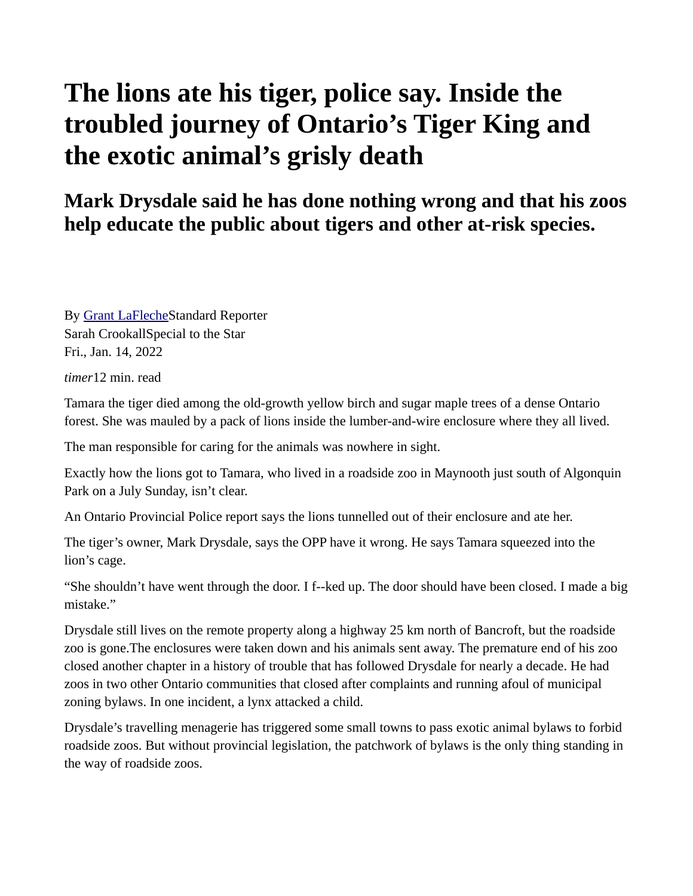# The lions ate his tiger, police say. Inside the troubled journey of Ontario’s Tiger King and the exotic animal’s grisly death

## Mark Drysdale said he has done nothing wrong and that his zoos help educate the public about tigers and other at-risk species.

By [Grant LaFleche](#)Standard Reporter
Sarah CrookallSpecial to the Star
Fri., Jan. 14, 2022

*timer*12 min. read

Tamara the tiger died among the old-growth yellow birch and sugar maple trees of a dense Ontario forest. She was mauled by a pack of lions inside the lumber-and-wire enclosure where they all lived.

The man responsible for caring for the animals was nowhere in sight.

Exactly how the lions got to Tamara, who lived in a roadside zoo in Maynooth just south of Algonquin Park on a July Sunday, isn’t clear.

An Ontario Provincial Police report says the lions tunnelled out of their enclosure and ate her.

The tiger’s owner, Mark Drysdale, says the OPP have it wrong. He says Tamara squeezed into the lion’s cage.

“She shouldn’t have went through the door. I f--ked up. The door should have been closed. I made a big mistake.”

Drysdale still lives on the remote property along a highway 25 km north of Bancroft, but the roadside zoo is gone.The enclosures were taken down and his animals sent away. The premature end of his zoo closed another chapter in a history of trouble that has followed Drysdale for nearly a decade. He had zoos in two other Ontario communities that closed after complaints and running afoul of municipal zoning bylaws. In one incident, a lynx attacked a child.

Drysdale’s travelling menagerie has triggered some small towns to pass exotic animal bylaws to forbid roadside zoos. But without provincial legislation, the patchwork of bylaws is the only thing standing in the way of roadside zoos.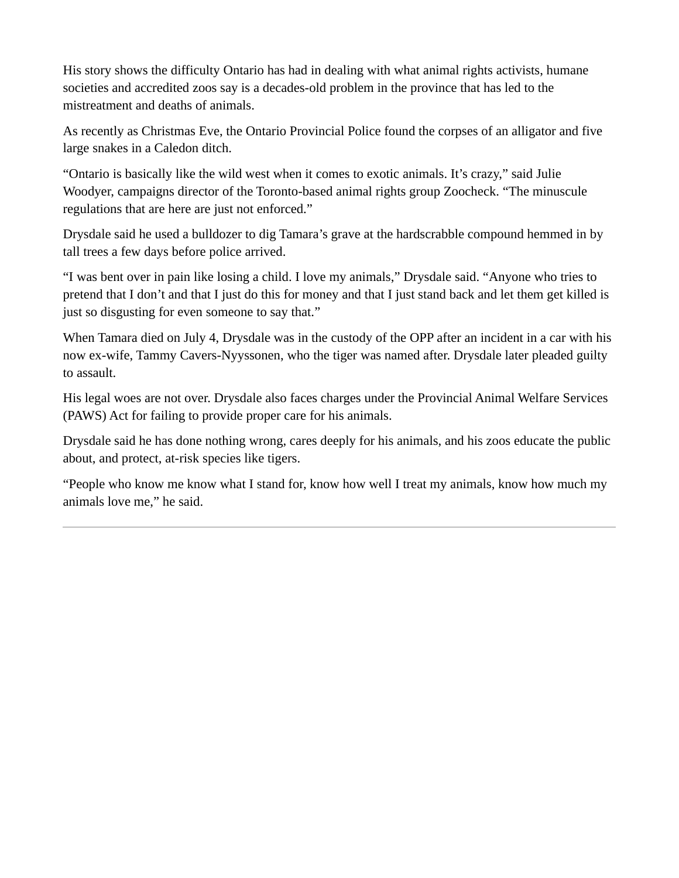His story shows the difficulty Ontario has had in dealing with what animal rights activists, humane societies and accredited zoos say is a decades-old problem in the province that has led to the mistreatment and deaths of animals.

As recently as Christmas Eve, the Ontario Provincial Police found the corpses of an alligator and five large snakes in a Caledon ditch.

“Ontario is basically like the wild west when it comes to exotic animals. It’s crazy,” said Julie Woodyer, campaigns director of the Toronto-based animal rights group Zoocheck. “The minuscule regulations that are here are just not enforced.”

Drysdale said he used a bulldozer to dig Tamara’s grave at the hardscrabble compound hemmed in by tall trees a few days before police arrived.

“I was bent over in pain like losing a child. I love my animals,” Drysdale said. “Anyone who tries to pretend that I don’t and that I just do this for money and that I just stand back and let them get killed is just so disgusting for even someone to say that.”

When Tamara died on July 4, Drysdale was in the custody of the OPP after an incident in a car with his now ex-wife, Tammy Cavers-Nyyssonen, who the tiger was named after. Drysdale later pleaded guilty to assault.

His legal woes are not over. Drysdale also faces charges under the Provincial Animal Welfare Services (PAWS) Act for failing to provide proper care for his animals.

Drysdale said he has done nothing wrong, cares deeply for his animals, and his zoos educate the public about, and protect, at-risk species like tigers.

“People who know me know what I stand for, know how well I treat my animals, know how much my animals love me,” he said.

---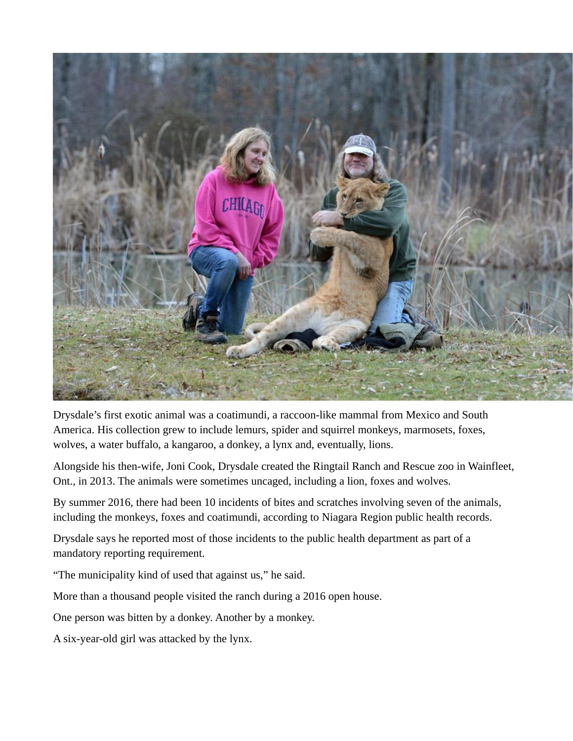Drysdale's first exotic animal was a coatimundi, a raccoon-like mammal from Mexico and South America. His collection grew to include lemurs, spider and squirrel monkeys, marmosets, foxes, wolves, a water buffalo, a kangaroo, a donkey, a lynx and, eventually, lions.

Alongside his then-wife, Joni Cook, Drysdale created the Ringtail Ranch and Rescue zoo in Wainfleet, Ont., in 2013. The animals were sometimes uncaged, including a lion, foxes and wolves.

By summer 2016, there had been 10 incidents of bites and scratches involving seven of the animals, including the monkeys, foxes and coatimundi, according to Niagara Region public health records.

Drysdale says he reported most of those incidents to the public health department as part of a mandatory reporting requirement.

"The municipality kind of used that against us," he said.

More than a thousand people visited the ranch during a 2016 open house.

One person was bitten by a donkey. Another by a monkey.

A six-year-old girl was attacked by the lynx.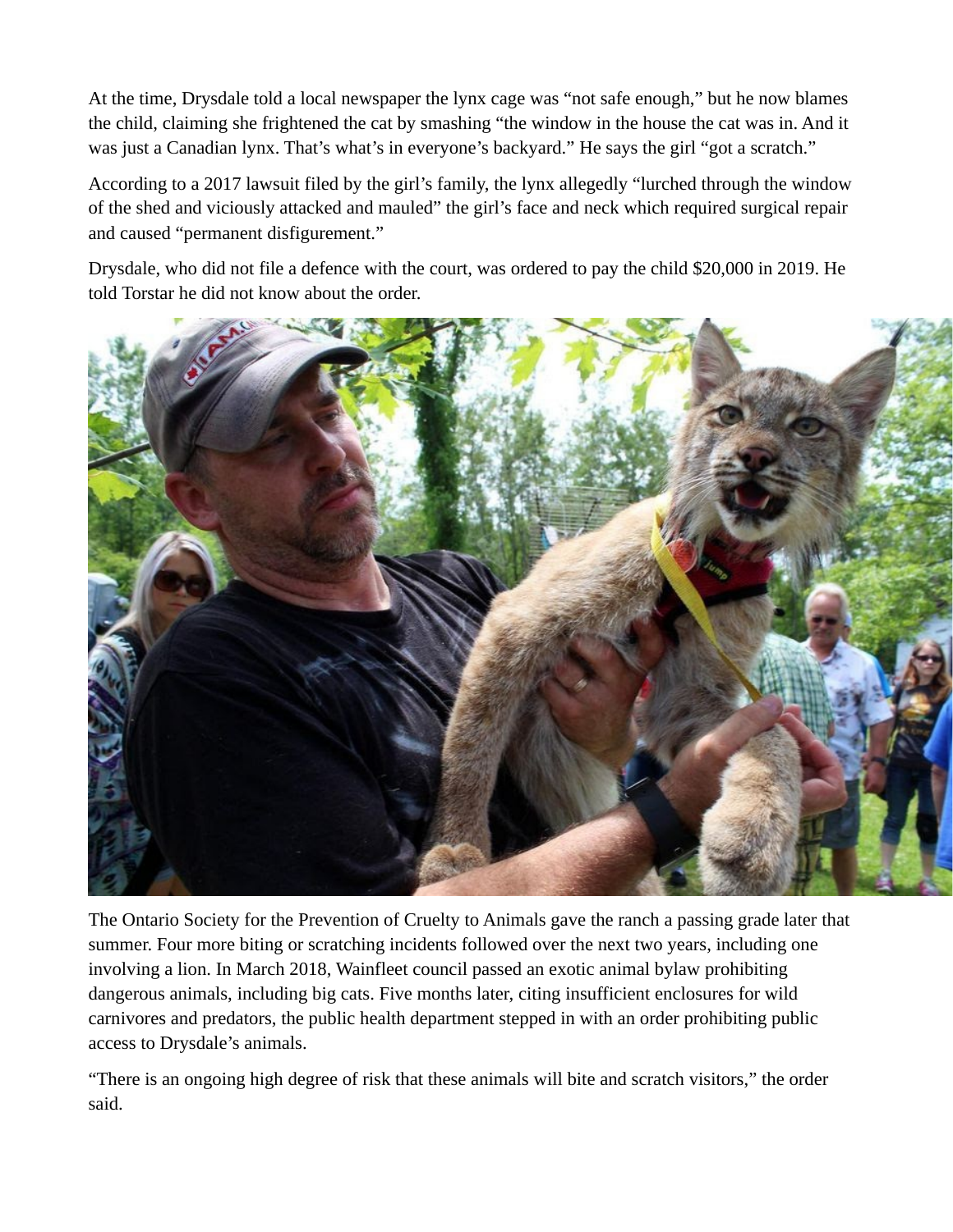At the time, Drysdale told a local newspaper the lynx cage was "not safe enough," but he now blames the child, claiming she frightened the cat by smashing "the window in the house the cat was in. And it was just a Canadian lynx. That's what's in everyone's backyard." He says the girl "got a scratch."

According to a 2017 lawsuit filed by the girl's family, the lynx allegedly "lurched through the window of the shed and viciously attacked and mauled" the girl's face and neck which required surgical repair and caused "permanent disfigurement."

Drysdale, who did not file a defence with the court, was ordered to pay the child $20,000 in 2019. He told Torstar he did not know about the order.

The Ontario Society for the Prevention of Cruelty to Animals gave the ranch a passing grade later that summer. Four more biting or scratching incidents followed over the next two years, including one involving a lion. In March 2018, Wainfleet council passed an exotic animal bylaw prohibiting dangerous animals, including big cats. Five months later, citing insufficient enclosures for wild carnivores and predators, the public health department stepped in with an order prohibiting public access to Drysdale's animals.

"There is an ongoing high degree of risk that these animals will bite and scratch visitors," the order said.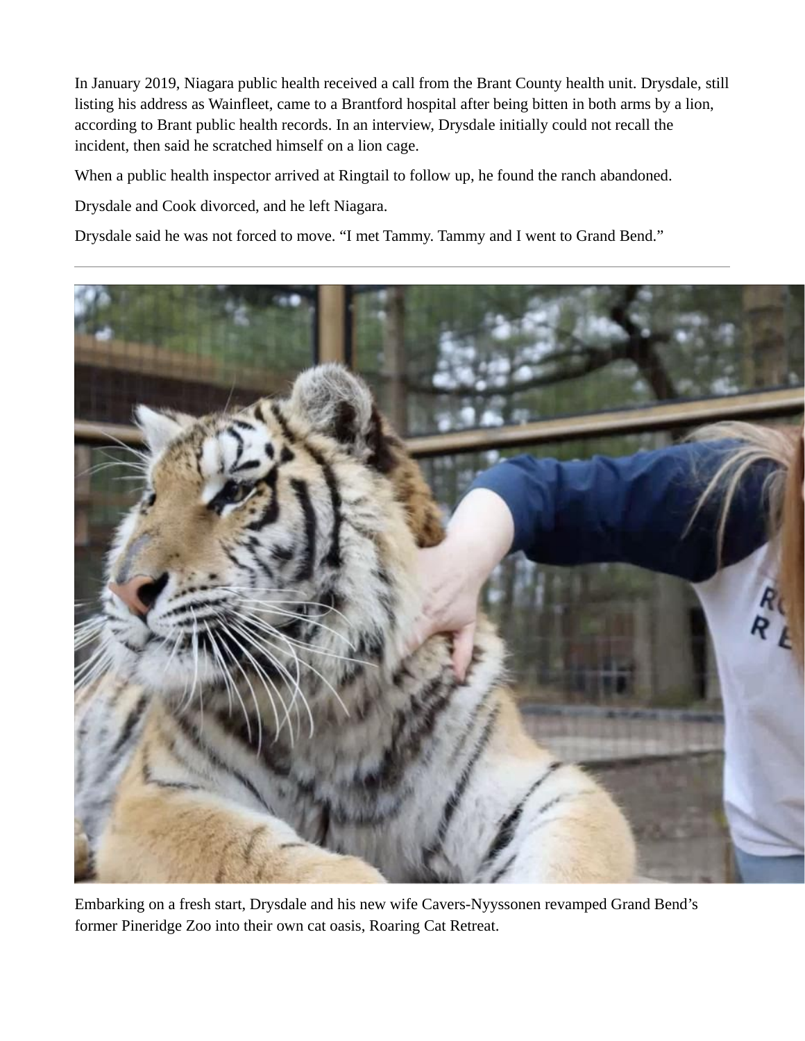In January 2019, Niagara public health received a call from the Brant County health unit. Drysdale, still listing his address as Wainfleet, came to a Brantford hospital after being bitten in both arms by a lion, according to Brant public health records. In an interview, Drysdale initially could not recall the incident, then said he scratched himself on a lion cage.

When a public health inspector arrived at Ringtail to follow up, he found the ranch abandoned.

Drysdale and Cook divorced, and he left Niagara.

Drysdale said he was not forced to move. "I met Tammy. Tammy and I went to Grand Bend."

---

Embarking on a fresh start, Drysdale and his new wife Cavers-Nyyssonen revamped Grand Bend's former Pineridge Zoo into their own cat oasis, Roaring Cat Retreat.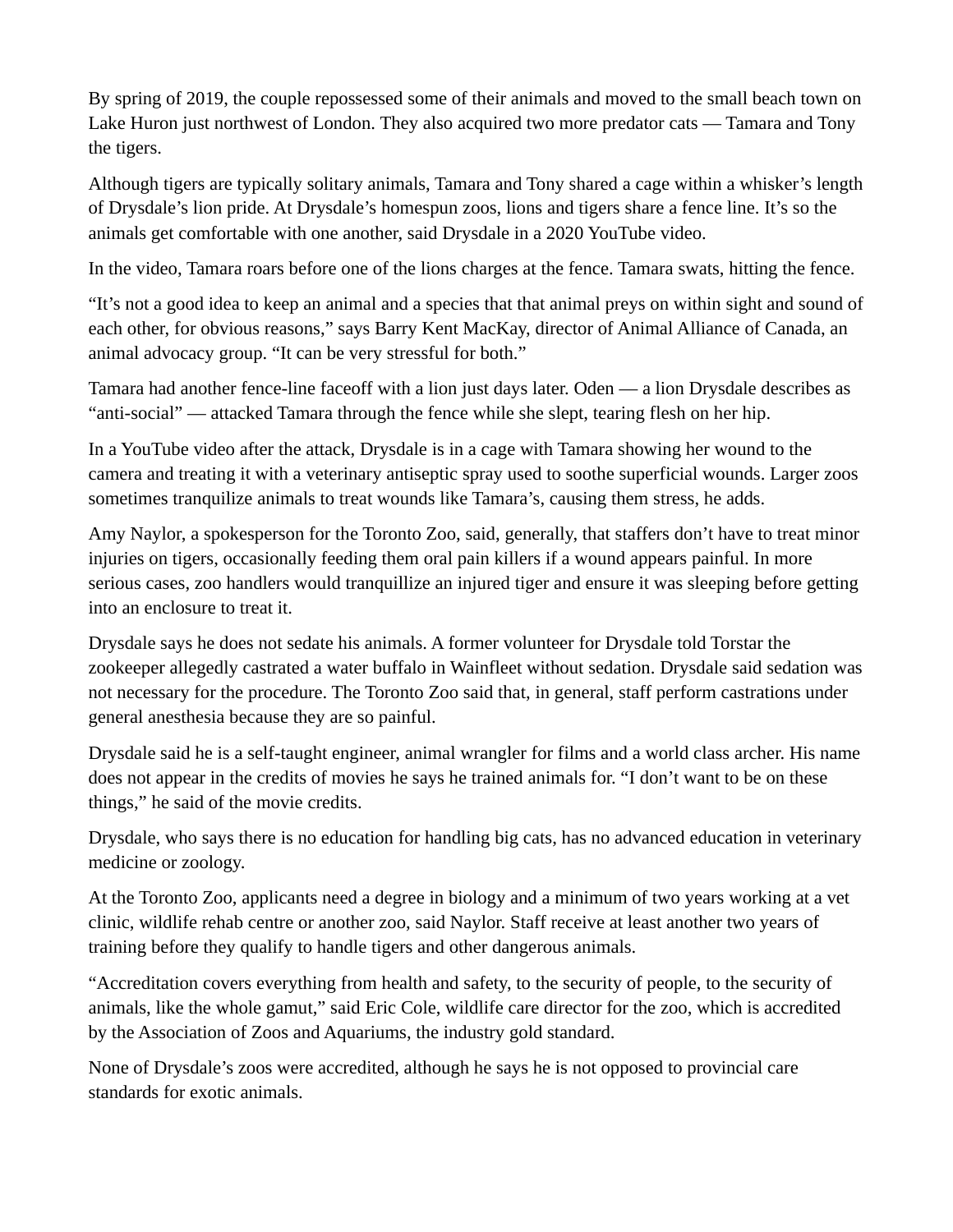By spring of 2019, the couple repossessed some of their animals and moved to the small beach town on Lake Huron just northwest of London. They also acquired two more predator cats — Tamara and Tony the tigers.

Although tigers are typically solitary animals, Tamara and Tony shared a cage within a whisker's length of Drysdale's lion pride. At Drysdale's homespun zoos, lions and tigers share a fence line. It's so the animals get comfortable with one another, said Drysdale in a 2020 YouTube video.

In the video, Tamara roars before one of the lions charges at the fence. Tamara swats, hitting the fence.

"It's not a good idea to keep an animal and a species that that animal preys on within sight and sound of each other, for obvious reasons," says Barry Kent MacKay, director of Animal Alliance of Canada, an animal advocacy group. "It can be very stressful for both."

Tamara had another fence-line faceoff with a lion just days later. Oden — a lion Drysdale describes as "anti-social" — attacked Tamara through the fence while she slept, tearing flesh on her hip.

In a YouTube video after the attack, Drysdale is in a cage with Tamara showing her wound to the camera and treating it with a veterinary antiseptic spray used to soothe superficial wounds. Larger zoos sometimes tranquilize animals to treat wounds like Tamara's, causing them stress, he adds.

Amy Naylor, a spokesperson for the Toronto Zoo, said, generally, that staffers don't have to treat minor injuries on tigers, occasionally feeding them oral pain killers if a wound appears painful. In more serious cases, zoo handlers would tranquillize an injured tiger and ensure it was sleeping before getting into an enclosure to treat it.

Drysdale says he does not sedate his animals. A former volunteer for Drysdale told Torstar the zookeeper allegedly castrated a water buffalo in Wainfleet without sedation. Drysdale said sedation was not necessary for the procedure. The Toronto Zoo said that, in general, staff perform castrations under general anesthesia because they are so painful.

Drysdale said he is a self-taught engineer, animal wrangler for films and a world class archer. His name does not appear in the credits of movies he says he trained animals for. "I don't want to be on these things," he said of the movie credits.

Drysdale, who says there is no education for handling big cats, has no advanced education in veterinary medicine or zoology.

At the Toronto Zoo, applicants need a degree in biology and a minimum of two years working at a vet clinic, wildlife rehab centre or another zoo, said Naylor. Staff receive at least another two years of training before they qualify to handle tigers and other dangerous animals.

"Accreditation covers everything from health and safety, to the security of people, to the security of animals, like the whole gamut," said Eric Cole, wildlife care director for the zoo, which is accredited by the Association of Zoos and Aquariums, the industry gold standard.

None of Drysdale's zoos were accredited, although he says he is not opposed to provincial care standards for exotic animals.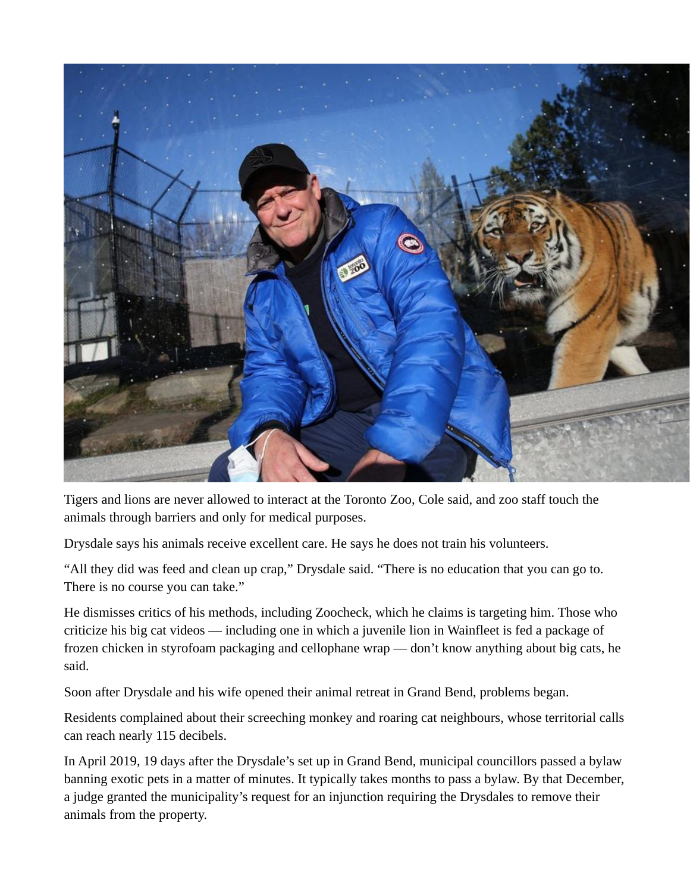Tigers and lions are never allowed to interact at the Toronto Zoo, Cole said, and zoo staff touch the animals through barriers and only for medical purposes.

Drysdale says his animals receive excellent care. He says he does not train his volunteers.

“All they did was feed and clean up crap,” Drysdale said. “There is no education that you can go to. There is no course you can take.”

He dismisses critics of his methods, including Zoocheck, which he claims is targeting him. Those who criticize his big cat videos — including one in which a juvenile lion in Wainfleet is fed a package of frozen chicken in styrofoam packaging and cellophane wrap — don’t know anything about big cats, he said.

Soon after Drysdale and his wife opened their animal retreat in Grand Bend, problems began.

Residents complained about their screeching monkey and roaring cat neighbours, whose territorial calls can reach nearly 115 decibels.

In April 2019, 19 days after the Drysdale’s set up in Grand Bend, municipal councillors passed a bylaw banning exotic pets in a matter of minutes. It typically takes months to pass a bylaw. By that December, a judge granted the municipality’s request for an injunction requiring the Drysdales to remove their animals from the property.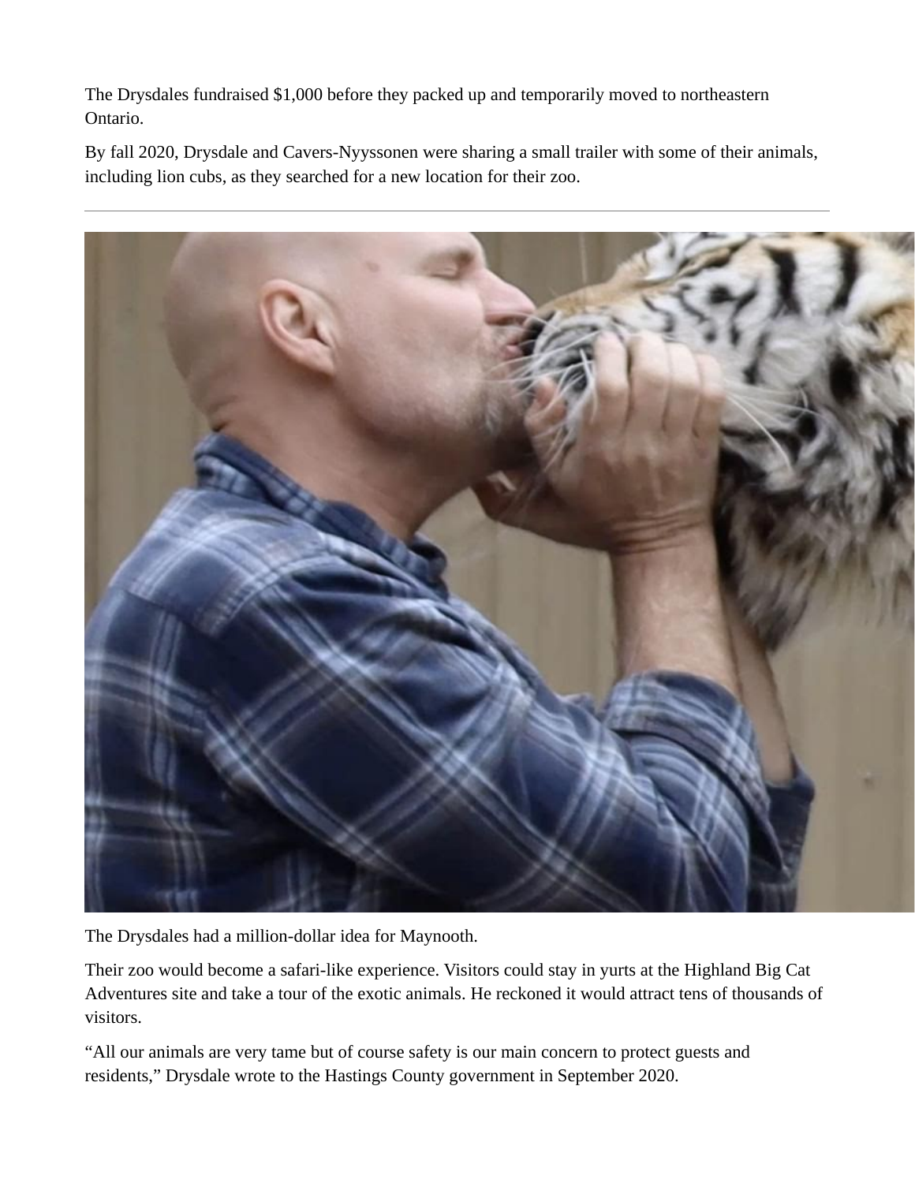The Drysdales fundraised $1,000 before they packed up and temporarily moved to northeastern Ontario.

By fall 2020, Drysdale and Cavers-Nyyssonen were sharing a small trailer with some of their animals, including lion cubs, as they searched for a new location for their zoo.

---

The Drysdales had a million-dollar idea for Maynooth.

Their zoo would become a safari-like experience. Visitors could stay in yurts at the Highland Big Cat Adventures site and take a tour of the exotic animals. He reckoned it would attract tens of thousands of visitors.

"All our animals are very tame but of course safety is our main concern to protect guests and residents," Drysdale wrote to the Hastings County government in September 2020.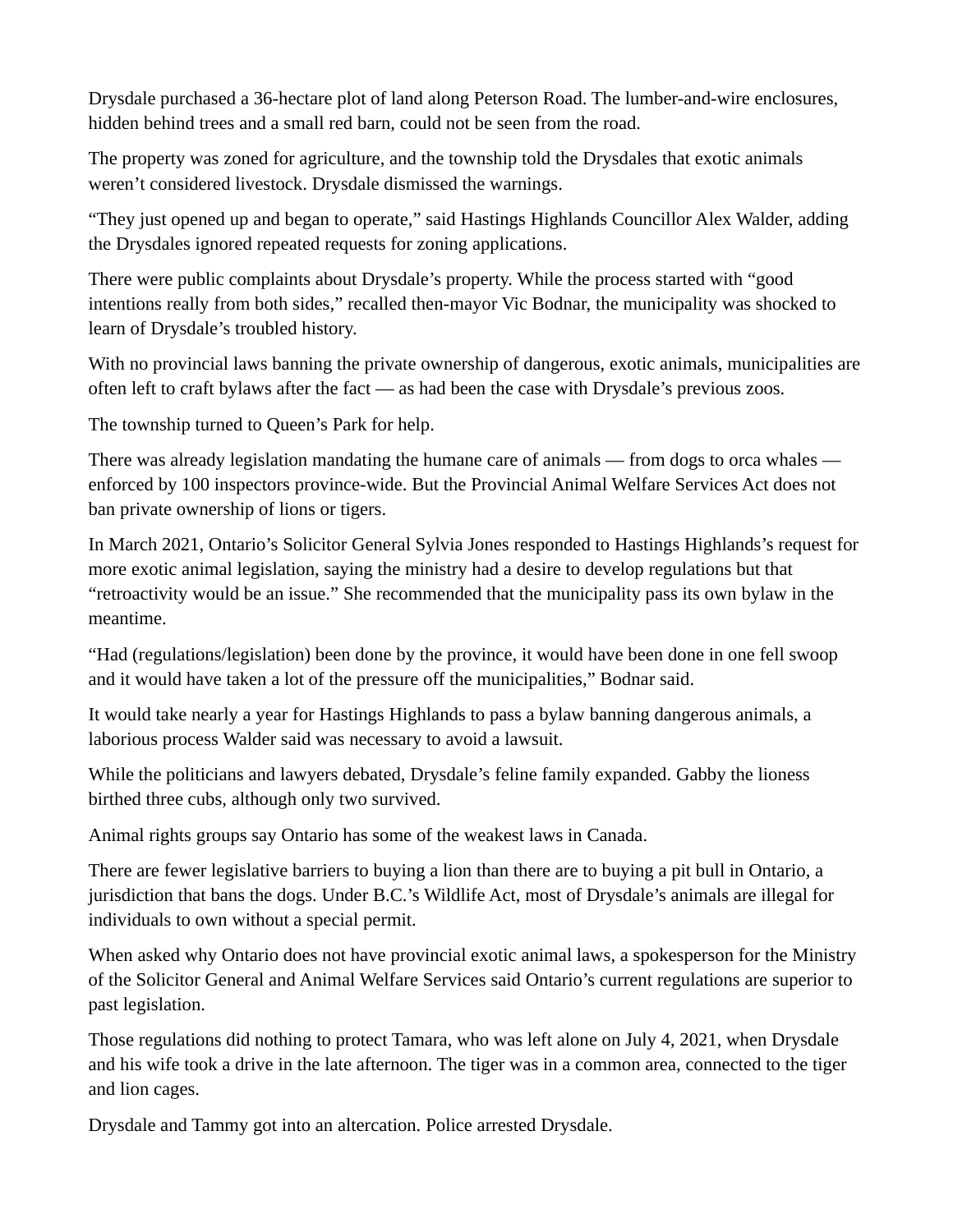Drysdale purchased a 36-hectare plot of land along Peterson Road. The lumber-and-wire enclosures, hidden behind trees and a small red barn, could not be seen from the road.

The property was zoned for agriculture, and the township told the Drysdales that exotic animals weren't considered livestock. Drysdale dismissed the warnings.

"They just opened up and began to operate," said Hastings Highlands Councillor Alex Walder, adding the Drysdales ignored repeated requests for zoning applications.

There were public complaints about Drysdale's property. While the process started with "good intentions really from both sides," recalled then-mayor Vic Bodnar, the municipality was shocked to learn of Drysdale's troubled history.

With no provincial laws banning the private ownership of dangerous, exotic animals, municipalities are often left to craft bylaws after the fact — as had been the case with Drysdale's previous zoos.

The township turned to Queen's Park for help.

There was already legislation mandating the humane care of animals — from dogs to orca whales — enforced by 100 inspectors province-wide. But the Provincial Animal Welfare Services Act does not ban private ownership of lions or tigers.

In March 2021, Ontario's Solicitor General Sylvia Jones responded to Hastings Highlands's request for more exotic animal legislation, saying the ministry had a desire to develop regulations but that "retroactivity would be an issue." She recommended that the municipality pass its own bylaw in the meantime.

"Had (regulations/legislation) been done by the province, it would have been done in one fell swoop and it would have taken a lot of the pressure off the municipalities," Bodnar said.

It would take nearly a year for Hastings Highlands to pass a bylaw banning dangerous animals, a laborious process Walder said was necessary to avoid a lawsuit.

While the politicians and lawyers debated, Drysdale's feline family expanded. Gabby the lioness birthed three cubs, although only two survived.

Animal rights groups say Ontario has some of the weakest laws in Canada.

There are fewer legislative barriers to buying a lion than there are to buying a pit bull in Ontario, a jurisdiction that bans the dogs. Under B.C.'s Wildlife Act, most of Drysdale's animals are illegal for individuals to own without a special permit.

When asked why Ontario does not have provincial exotic animal laws, a spokesperson for the Ministry of the Solicitor General and Animal Welfare Services said Ontario's current regulations are superior to past legislation.

Those regulations did nothing to protect Tamara, who was left alone on July 4, 2021, when Drysdale and his wife took a drive in the late afternoon. The tiger was in a common area, connected to the tiger and lion cages.

Drysdale and Tammy got into an altercation. Police arrested Drysdale.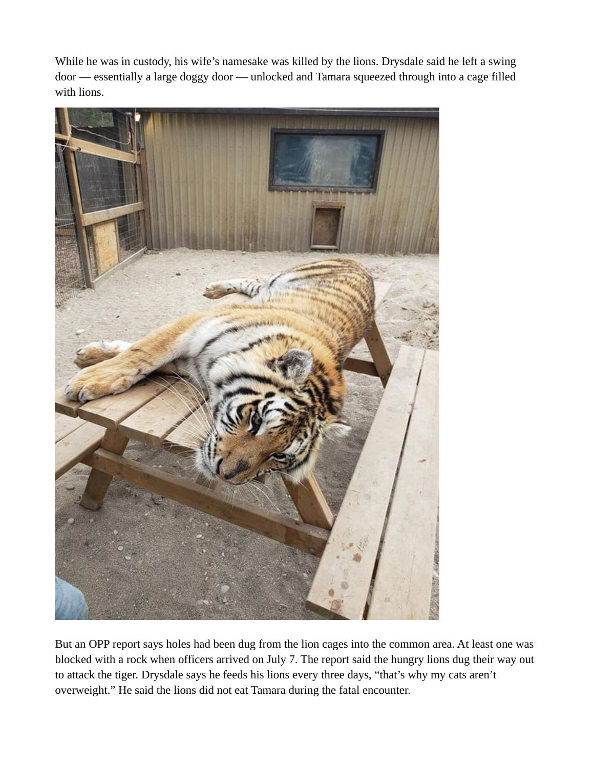While he was in custody, his wife's namesake was killed by the lions. Drysdale said he left a swing door — essentially a large doggy door — unlocked and Tamara squeezed through into a cage filled with lions.

But an OPP report says holes had been dug from the lion cages into the common area. At least one was blocked with a rock when officers arrived on July 7. The report said the hungry lions dug their way out to attack the tiger. Drysdale says he feeds his lions every three days, "that's why my cats aren't overweight." He said the lions did not eat Tamara during the fatal encounter.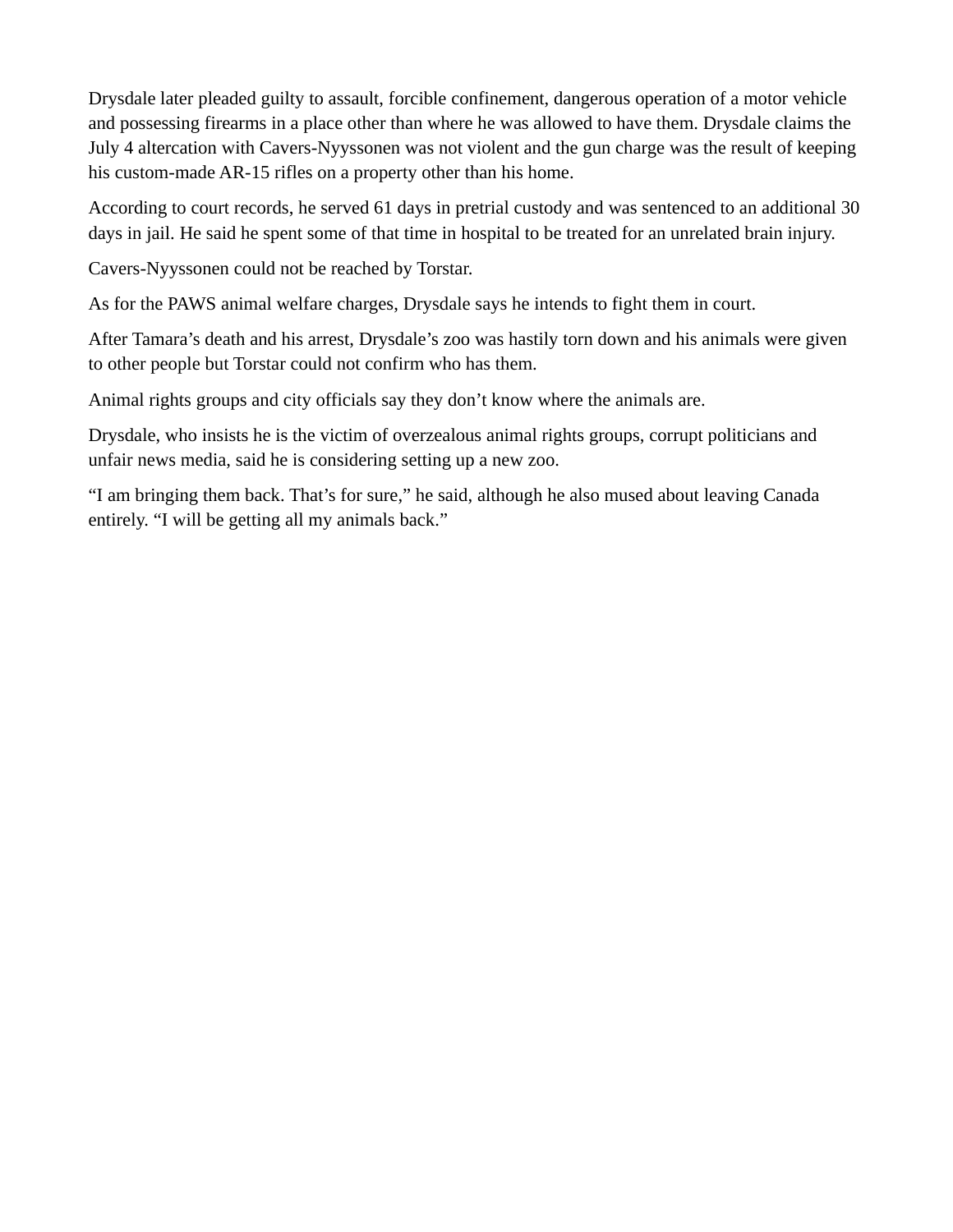Drysdale later pleaded guilty to assault, forcible confinement, dangerous operation of a motor vehicle and possessing firearms in a place other than where he was allowed to have them. Drysdale claims the July 4 altercation with Cavers-Nyyssonen was not violent and the gun charge was the result of keeping his custom-made AR-15 rifles on a property other than his home.

According to court records, he served 61 days in pretrial custody and was sentenced to an additional 30 days in jail. He said he spent some of that time in hospital to be treated for an unrelated brain injury.

Cavers-Nyyssonen could not be reached by Torstar.

As for the PAWS animal welfare charges, Drysdale says he intends to fight them in court.

After Tamara's death and his arrest, Drysdale's zoo was hastily torn down and his animals were given to other people but Torstar could not confirm who has them.

Animal rights groups and city officials say they don't know where the animals are.

Drysdale, who insists he is the victim of overzealous animal rights groups, corrupt politicians and unfair news media, said he is considering setting up a new zoo.

"I am bringing them back. That's for sure," he said, although he also mused about leaving Canada entirely. "I will be getting all my animals back."